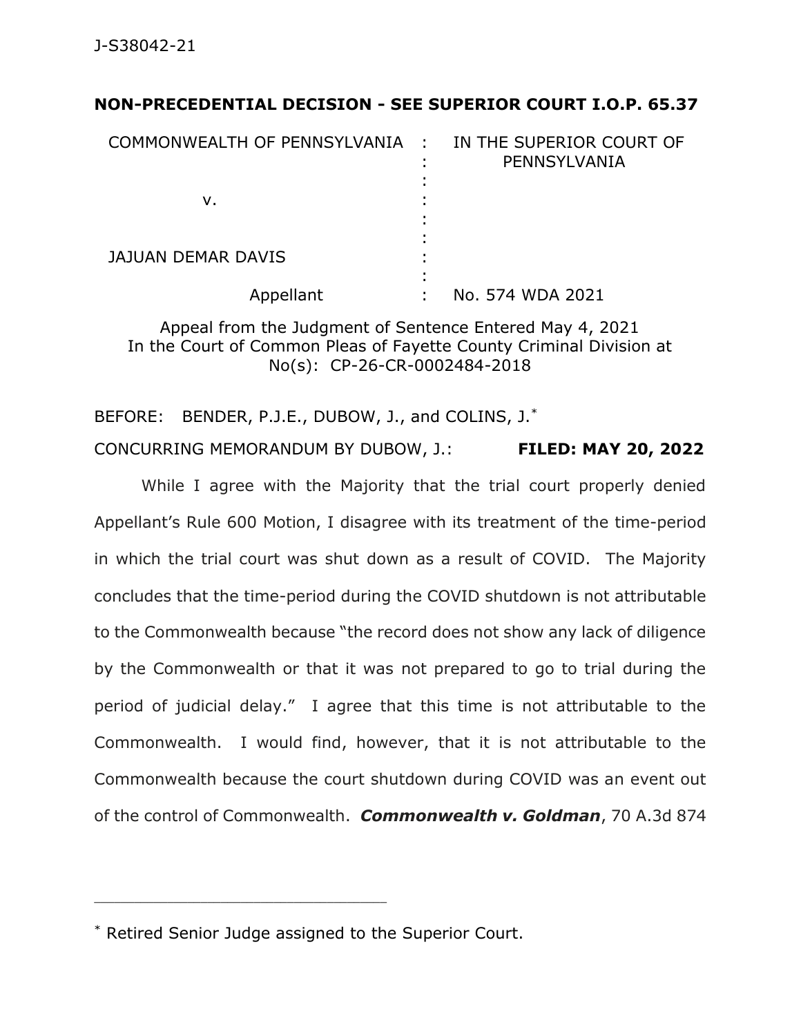**NON-PRECEDENTIAL DECISION - SEE SUPERIOR COURT I.O.P. 65.37**

| | | |
|---|---|---|
| COMMONWEALTH OF PENNSYLVANIA | : | IN THE SUPERIOR COURT OF PENNSYLVANIA |
| v. | : | |
| JAJUAN DEMAR DAVIS | : | |
| Appellant | : | No. 574 WDA 2021 |

Appeal from the Judgment of Sentence Entered May 4, 2021
In the Court of Common Pleas of Fayette County Criminal Division at No(s): CP-26-CR-0002484-2018

BEFORE: BENDER, P.J.E., DUBOW, J., and COLINS, J.*

CONCURRING MEMORANDUM BY DUBOW, J.: **FILED: MAY 20, 2022**

While I agree with the Majority that the trial court properly denied Appellant's Rule 600 Motion, I disagree with its treatment of the time-period in which the trial court was shut down as a result of COVID. The Majority concludes that the time-period during the COVID shutdown is not attributable to the Commonwealth because "the record does not show any lack of diligence by the Commonwealth or that it was not prepared to go to trial during the period of judicial delay." I agree that this time is not attributable to the Commonwealth. I would find, however, that it is not attributable to the Commonwealth because the court shutdown during COVID was an event out of the control of Commonwealth. ***Commonwealth v. Goldman***, 70 A.3d 874

---

* Retired Senior Judge assigned to the Superior Court.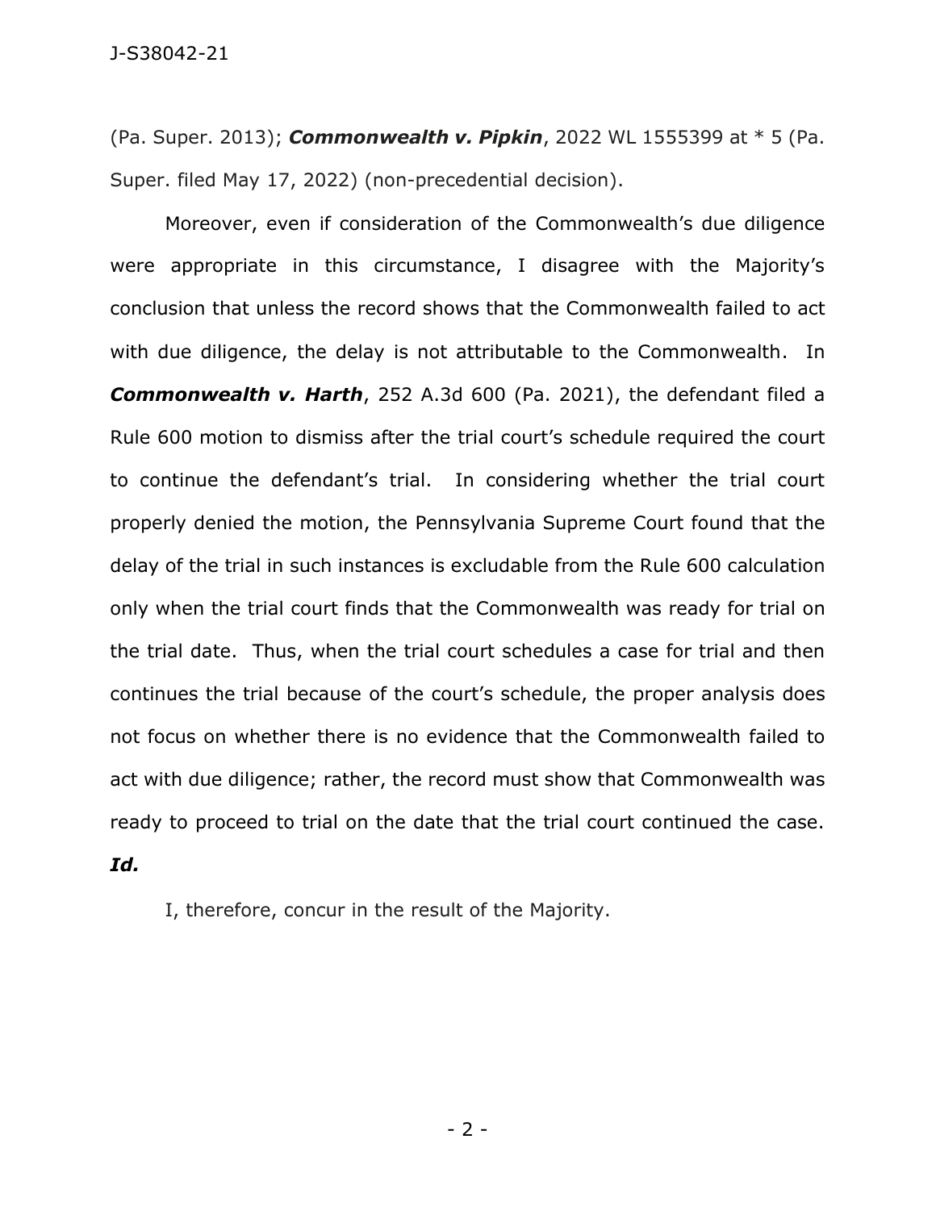(Pa. Super. 2013); ***Commonwealth v. Pipkin***, 2022 WL 1555399 at * 5 (Pa. Super. filed May 17, 2022) (non-precedential decision).

Moreover, even if consideration of the Commonwealth's due diligence were appropriate in this circumstance, I disagree with the Majority's conclusion that unless the record shows that the Commonwealth failed to act with due diligence, the delay is not attributable to the Commonwealth. In ***Commonwealth v. Harth***, 252 A.3d 600 (Pa. 2021), the defendant filed a Rule 600 motion to dismiss after the trial court's schedule required the court to continue the defendant's trial. In considering whether the trial court properly denied the motion, the Pennsylvania Supreme Court found that the delay of the trial in such instances is excludable from the Rule 600 calculation only when the trial court finds that the Commonwealth was ready for trial on the trial date. Thus, when the trial court schedules a case for trial and then continues the trial because of the court's schedule, the proper analysis does not focus on whether there is no evidence that the Commonwealth failed to act with due diligence; rather, the record must show that Commonwealth was ready to proceed to trial on the date that the trial court continued the case. ***Id.***

I, therefore, concur in the result of the Majority.